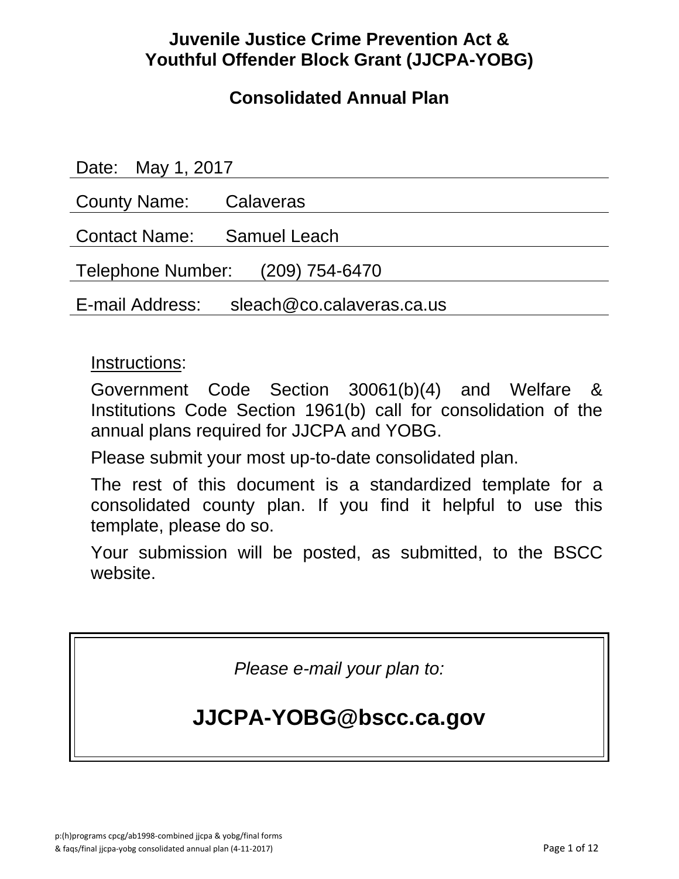# Juvenile Justice Crime Prevention Act & Youthful Offender Block Grant (JJCPA-YOBG)

## Consolidated Annual Plan

Date: May 1, 2017

County Name: Calaveras

Contact Name: Samuel Leach

Telephone Number: (209) 754-6470

E-mail Address: sleach@co.calaveras.ca.us

Instructions:

Government Code Section 30061(b)(4) and Welfare & Institutions Code Section 1961(b) call for consolidation of the annual plans required for JJCPA and YOBG.

Please submit your most up-to-date consolidated plan.

The rest of this document is a standardized template for a consolidated county plan. If you find it helpful to use this template, please do so.

Your submission will be posted, as submitted, to the BSCC website.

*Please e-mail your plan to:*

**JJCPA-YOBG@bscc.ca.gov**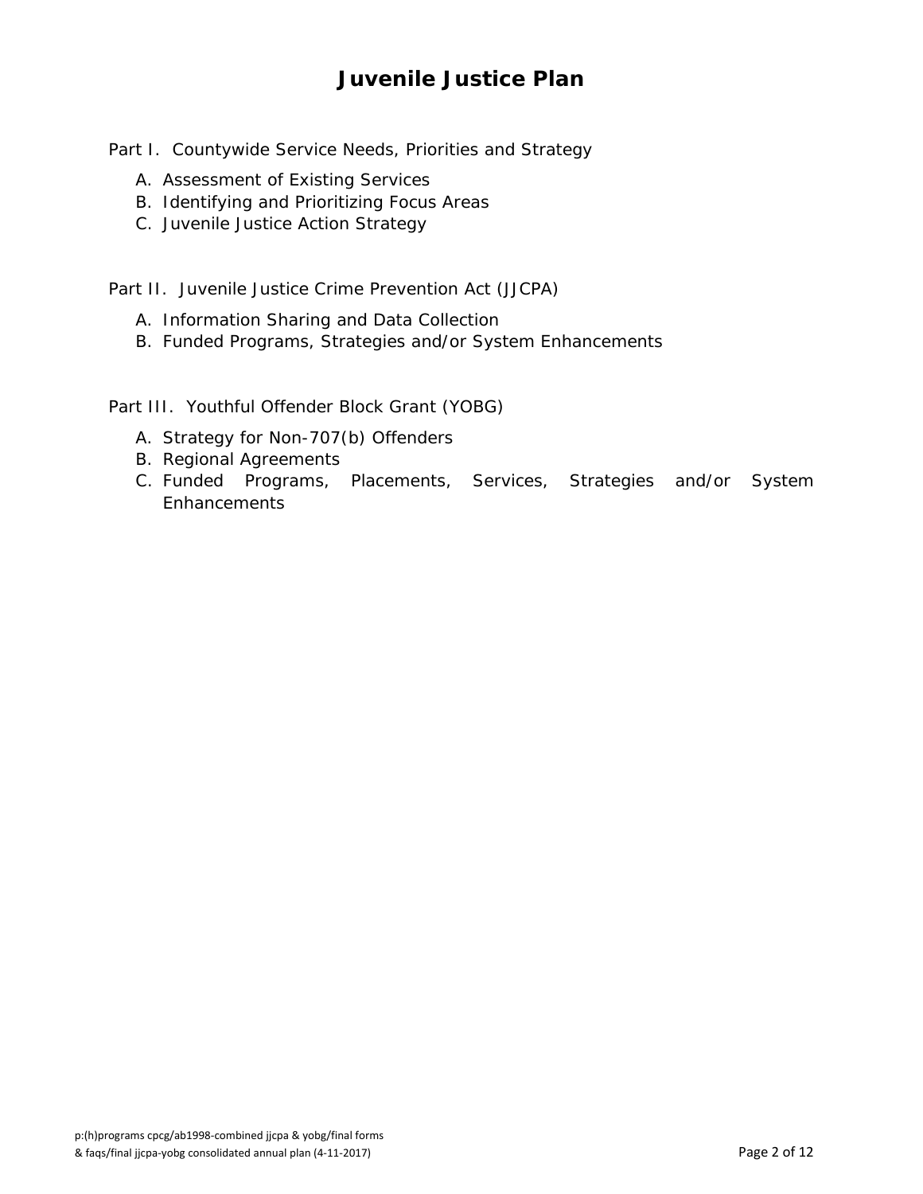# Juvenile Justice Plan

Part I. Countywide Service Needs, Priorities and Strategy

A. Assessment of Existing Services
B. Identifying and Prioritizing Focus Areas
C. Juvenile Justice Action Strategy

Part II. Juvenile Justice Crime Prevention Act (JJCPA)

A. Information Sharing and Data Collection
B. Funded Programs, Strategies and/or System Enhancements

Part III. Youthful Offender Block Grant (YOBG)

A. Strategy for Non-707(b) Offenders
B. Regional Agreements
C. Funded Programs, Placements, Services, Strategies and/or System Enhancements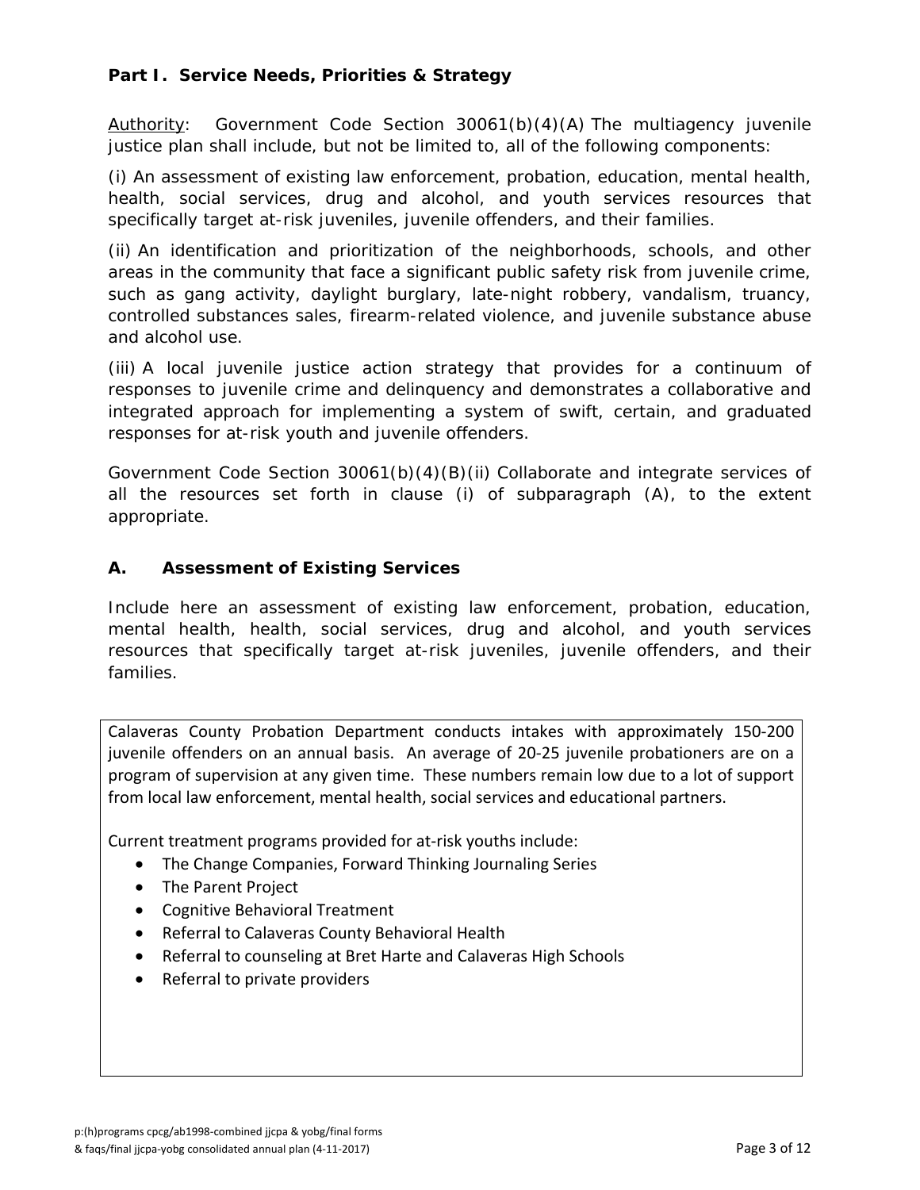## Part I. Service Needs, Priorities & Strategy

Authority: Government Code Section 30061(b)(4)(A) The multiagency juvenile justice plan shall include, but not be limited to, all of the following components:

(i) An assessment of existing law enforcement, probation, education, mental health, health, social services, drug and alcohol, and youth services resources that specifically target at-risk juveniles, juvenile offenders, and their families.

(ii) An identification and prioritization of the neighborhoods, schools, and other areas in the community that face a significant public safety risk from juvenile crime, such as gang activity, daylight burglary, late-night robbery, vandalism, truancy, controlled substances sales, firearm-related violence, and juvenile substance abuse and alcohol use.

(iii) A local juvenile justice action strategy that provides for a continuum of responses to juvenile crime and delinquency and demonstrates a collaborative and integrated approach for implementing a system of swift, certain, and graduated responses for at-risk youth and juvenile offenders.

Government Code Section 30061(b)(4)(B)(ii) Collaborate and integrate services of all the resources set forth in clause (i) of subparagraph (A), to the extent appropriate.

### A. Assessment of Existing Services

Include here an assessment of existing law enforcement, probation, education, mental health, health, social services, drug and alcohol, and youth services resources that specifically target at-risk juveniles, juvenile offenders, and their families.

Calaveras County Probation Department conducts intakes with approximately 150-200 juvenile offenders on an annual basis. An average of 20-25 juvenile probationers are on a program of supervision at any given time. These numbers remain low due to a lot of support from local law enforcement, mental health, social services and educational partners.

Current treatment programs provided for at-risk youths include:

- The Change Companies, Forward Thinking Journaling Series
- The Parent Project
- Cognitive Behavioral Treatment
- Referral to Calaveras County Behavioral Health
- Referral to counseling at Bret Harte and Calaveras High Schools
- Referral to private providers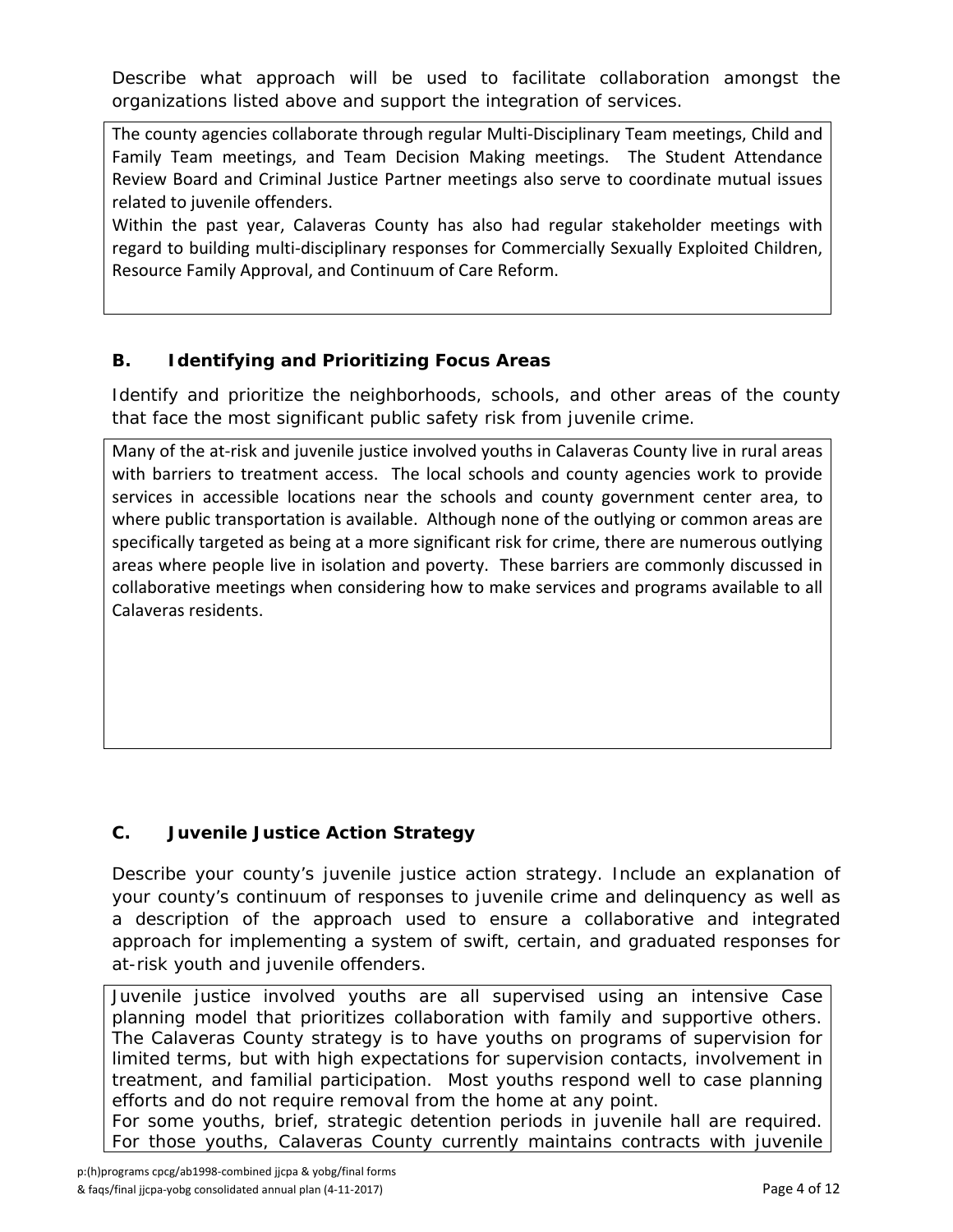Describe what approach will be used to facilitate collaboration amongst the organizations listed above and support the integration of services.

The county agencies collaborate through regular Multi-Disciplinary Team meetings, Child and Family Team meetings, and Team Decision Making meetings. The Student Attendance Review Board and Criminal Justice Partner meetings also serve to coordinate mutual issues related to juvenile offenders.
Within the past year, Calaveras County has also had regular stakeholder meetings with regard to building multi-disciplinary responses for Commercially Sexually Exploited Children, Resource Family Approval, and Continuum of Care Reform.

### B. Identifying and Prioritizing Focus Areas

Identify and prioritize the neighborhoods, schools, and other areas of the county that face the most significant public safety risk from juvenile crime.

Many of the at-risk and juvenile justice involved youths in Calaveras County live in rural areas with barriers to treatment access. The local schools and county agencies work to provide services in accessible locations near the schools and county government center area, to where public transportation is available. Although none of the outlying or common areas are specifically targeted as being at a more significant risk for crime, there are numerous outlying areas where people live in isolation and poverty. These barriers are commonly discussed in collaborative meetings when considering how to make services and programs available to all Calaveras residents.

### C. Juvenile Justice Action Strategy

Describe your county's juvenile justice action strategy. Include an explanation of your county's continuum of responses to juvenile crime and delinquency as well as a description of the approach used to ensure a collaborative and integrated approach for implementing a system of swift, certain, and graduated responses for at-risk youth and juvenile offenders.

Juvenile justice involved youths are all supervised using an intensive Case planning model that prioritizes collaboration with family and supportive others. The Calaveras County strategy is to have youths on programs of supervision for limited terms, but with high expectations for supervision contacts, involvement in treatment, and familial participation. Most youths respond well to case planning efforts and do not require removal from the home at any point.
For some youths, brief, strategic detention periods in juvenile hall are required. For those youths, Calaveras County currently maintains contracts with juvenile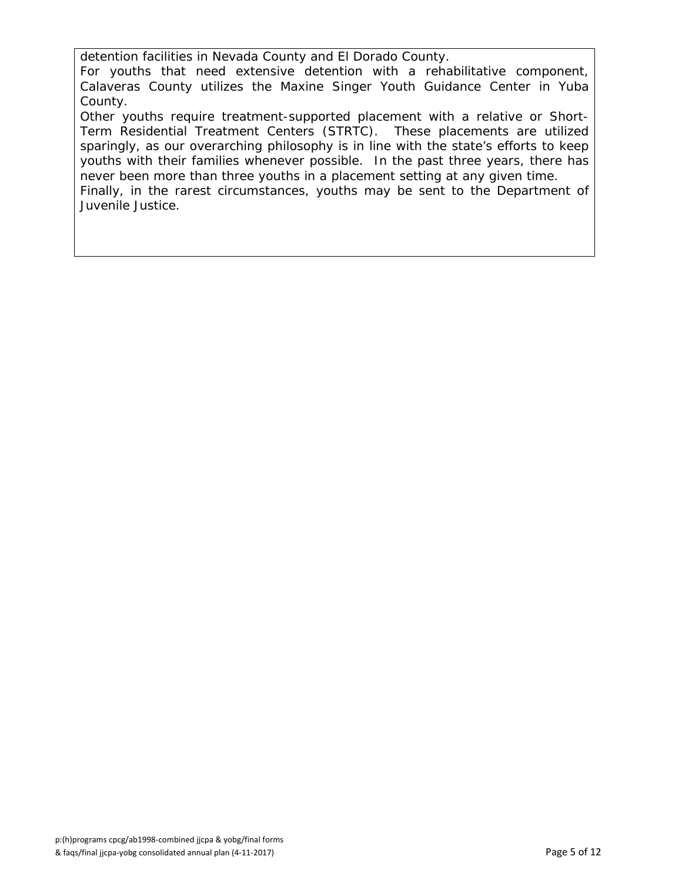detention facilities in Nevada County and El Dorado County.

For youths that need extensive detention with a rehabilitative component, Calaveras County utilizes the Maxine Singer Youth Guidance Center in Yuba County.

Other youths require treatment-supported placement with a relative or Short-Term Residential Treatment Centers (STRTC). These placements are utilized sparingly, as our overarching philosophy is in line with the state's efforts to keep youths with their families whenever possible. In the past three years, there has never been more than three youths in a placement setting at any given time.

Finally, in the rarest circumstances, youths may be sent to the Department of Juvenile Justice.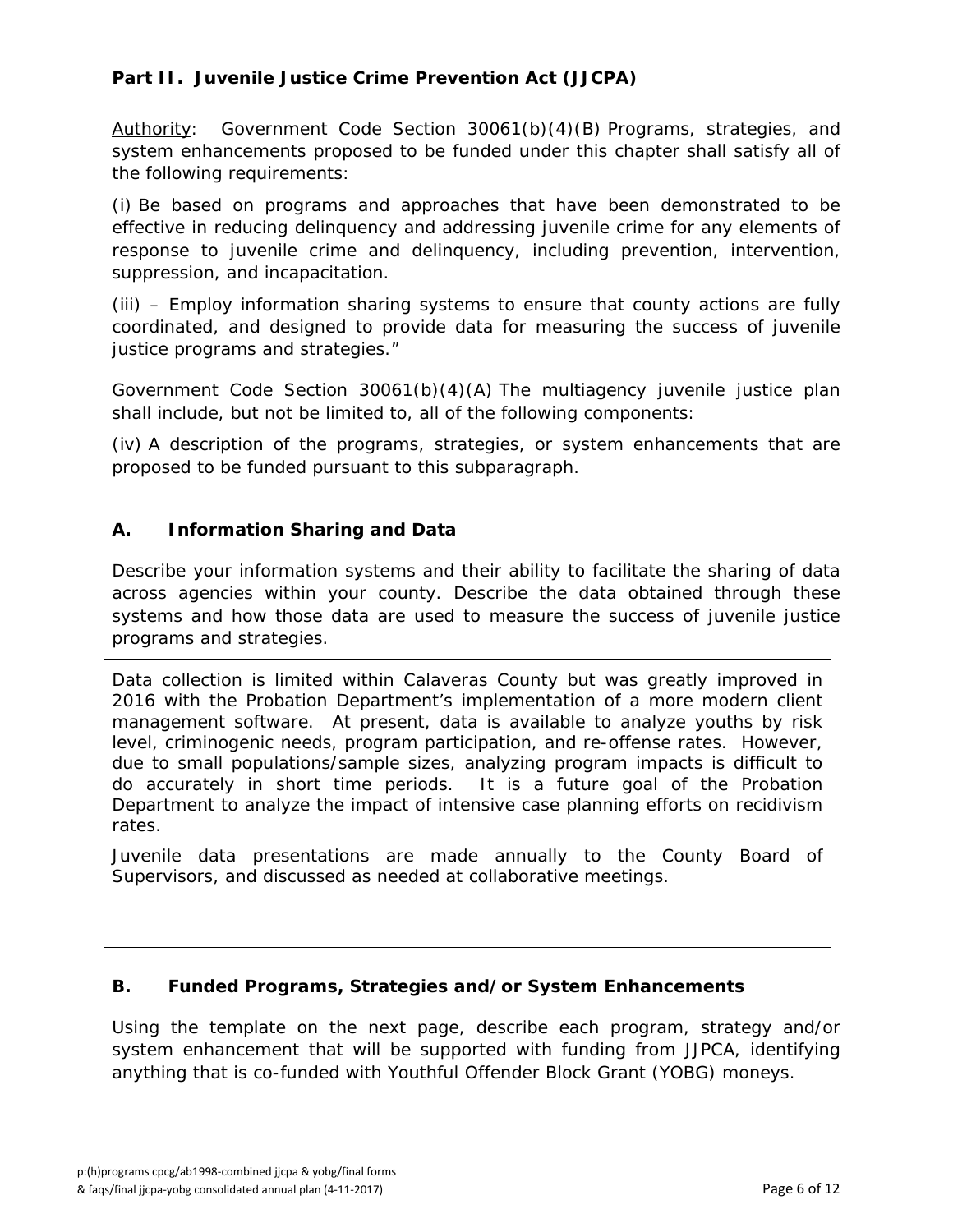## Part II. Juvenile Justice Crime Prevention Act (JJCPA)

Authority: Government Code Section 30061(b)(4)(B) Programs, strategies, and system enhancements proposed to be funded under this chapter shall satisfy all of the following requirements:

(i) Be based on programs and approaches that have been demonstrated to be effective in reducing delinquency and addressing juvenile crime for any elements of response to juvenile crime and delinquency, including prevention, intervention, suppression, and incapacitation.

(iii) – Employ information sharing systems to ensure that county actions are fully coordinated, and designed to provide data for measuring the success of juvenile justice programs and strategies."

Government Code Section 30061(b)(4)(A) The multiagency juvenile justice plan shall include, but not be limited to, all of the following components:

(iv) A description of the programs, strategies, or system enhancements that are proposed to be funded pursuant to this subparagraph.

### A. Information Sharing and Data

Describe your information systems and their ability to facilitate the sharing of data across agencies within your county. Describe the data obtained through these systems and how those data are used to measure the success of juvenile justice programs and strategies.

Data collection is limited within Calaveras County but was greatly improved in 2016 with the Probation Department's implementation of a more modern client management software. At present, data is available to analyze youths by risk level, criminogenic needs, program participation, and re-offense rates. However, due to small populations/sample sizes, analyzing program impacts is difficult to do accurately in short time periods. It is a future goal of the Probation Department to analyze the impact of intensive case planning efforts on recidivism rates.

Juvenile data presentations are made annually to the County Board of Supervisors, and discussed as needed at collaborative meetings.

### B. Funded Programs, Strategies and/or System Enhancements

Using the template on the next page, describe each program, strategy and/or system enhancement that will be supported with funding from JJPCA, identifying anything that is co-funded with Youthful Offender Block Grant (YOBG) moneys.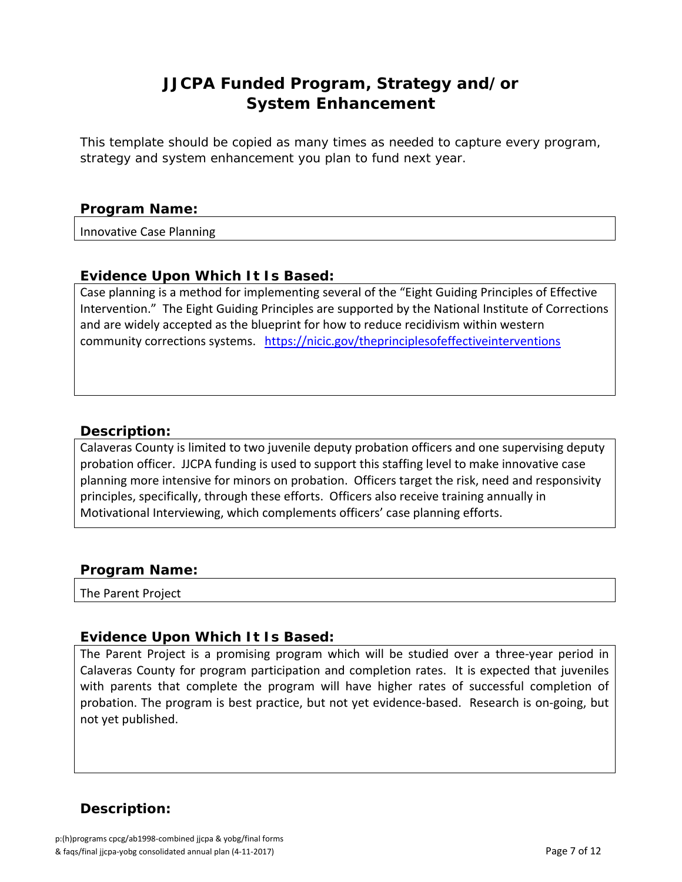# JJCPA Funded Program, Strategy and/or System Enhancement

This template should be copied as many times as needed to capture every program, strategy and system enhancement you plan to fund next year.

**Program Name:**

Innovative Case Planning

**Evidence Upon Which It Is Based:**

Case planning is a method for implementing several of the "Eight Guiding Principles of Effective Intervention." The Eight Guiding Principles are supported by the National Institute of Corrections and are widely accepted as the blueprint for how to reduce recidivism within western community corrections systems. https://nicic.gov/theprinciplesofeffectiveinterventions

**Description:**

Calaveras County is limited to two juvenile deputy probation officers and one supervising deputy probation officer. JJCPA funding is used to support this staffing level to make innovative case planning more intensive for minors on probation. Officers target the risk, need and responsivity principles, specifically, through these efforts. Officers also receive training annually in Motivational Interviewing, which complements officers' case planning efforts.

**Program Name:**

The Parent Project

**Evidence Upon Which It Is Based:**

The Parent Project is a promising program which will be studied over a three-year period in Calaveras County for program participation and completion rates. It is expected that juveniles with parents that complete the program will have higher rates of successful completion of probation. The program is best practice, but not yet evidence-based. Research is on-going, but not yet published.

**Description:**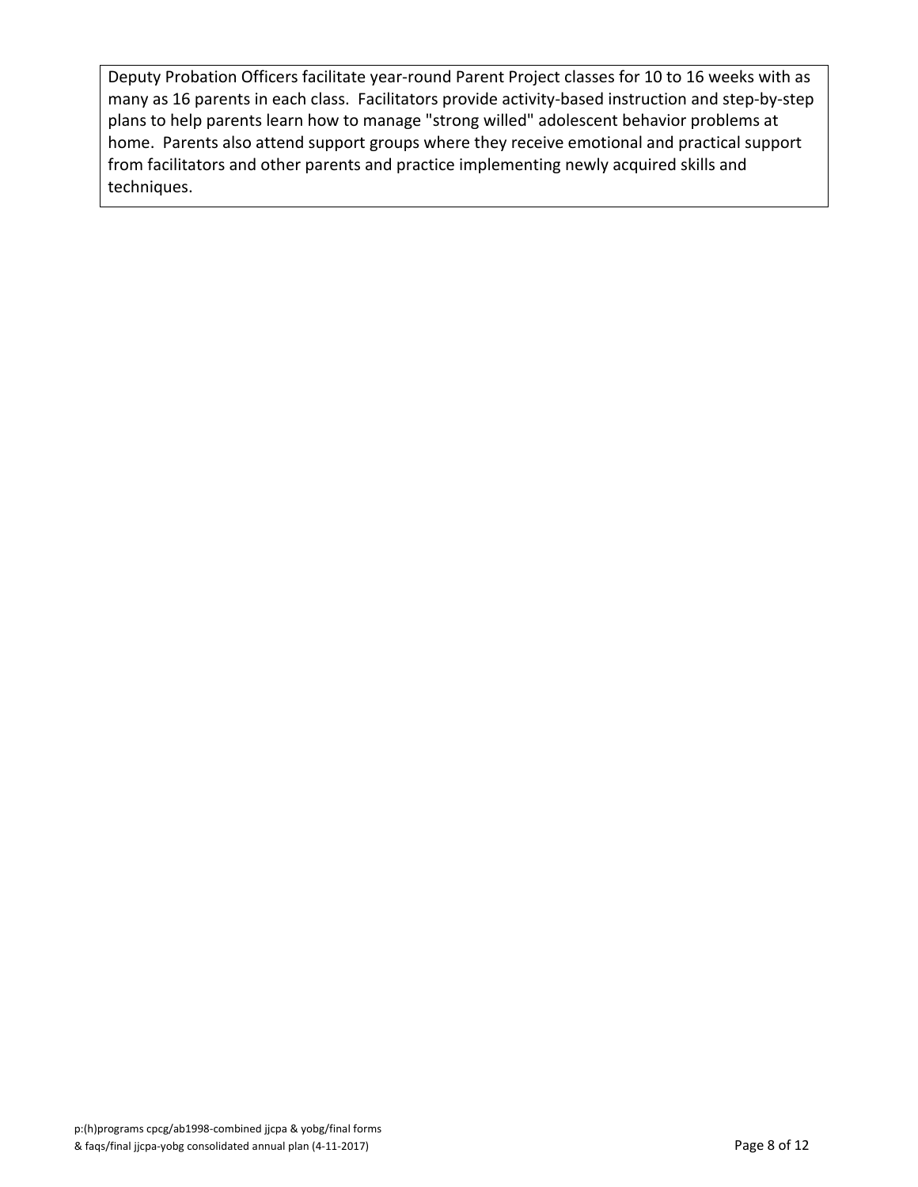Deputy Probation Officers facilitate year-round Parent Project classes for 10 to 16 weeks with as many as 16 parents in each class. Facilitators provide activity-based instruction and step-by-step plans to help parents learn how to manage "strong willed" adolescent behavior problems at home. Parents also attend support groups where they receive emotional and practical support from facilitators and other parents and practice implementing newly acquired skills and techniques.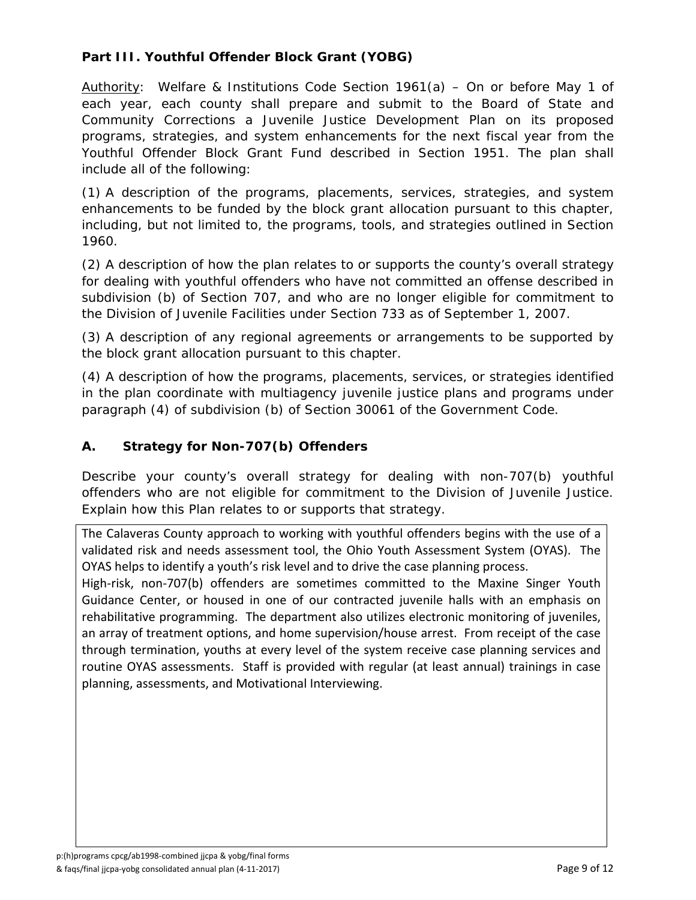## Part III. Youthful Offender Block Grant (YOBG)

Authority: Welfare & Institutions Code Section 1961(a) – On or before May 1 of each year, each county shall prepare and submit to the Board of State and Community Corrections a Juvenile Justice Development Plan on its proposed programs, strategies, and system enhancements for the next fiscal year from the Youthful Offender Block Grant Fund described in Section 1951. The plan shall include all of the following:

(1) A description of the programs, placements, services, strategies, and system enhancements to be funded by the block grant allocation pursuant to this chapter, including, but not limited to, the programs, tools, and strategies outlined in Section 1960.

(2) A description of how the plan relates to or supports the county's overall strategy for dealing with youthful offenders who have not committed an offense described in subdivision (b) of Section 707, and who are no longer eligible for commitment to the Division of Juvenile Facilities under Section 733 as of September 1, 2007.

(3) A description of any regional agreements or arrangements to be supported by the block grant allocation pursuant to this chapter.

(4) A description of how the programs, placements, services, or strategies identified in the plan coordinate with multiagency juvenile justice plans and programs under paragraph (4) of subdivision (b) of Section 30061 of the Government Code.

### A. Strategy for Non-707(b) Offenders

Describe your county's overall strategy for dealing with non-707(b) youthful offenders who are not eligible for commitment to the Division of Juvenile Justice. Explain how this Plan relates to or supports that strategy.

The Calaveras County approach to working with youthful offenders begins with the use of a validated risk and needs assessment tool, the Ohio Youth Assessment System (OYAS). The OYAS helps to identify a youth's risk level and to drive the case planning process.

High-risk, non-707(b) offenders are sometimes committed to the Maxine Singer Youth Guidance Center, or housed in one of our contracted juvenile halls with an emphasis on rehabilitative programming. The department also utilizes electronic monitoring of juveniles, an array of treatment options, and home supervision/house arrest. From receipt of the case through termination, youths at every level of the system receive case planning services and routine OYAS assessments. Staff is provided with regular (at least annual) trainings in case planning, assessments, and Motivational Interviewing.

p:(h)programs cpcg/ab1998-combined jjcpa & yobg/final forms & faqs/final jjcpa-yobg consolidated annual plan (4-11-2017)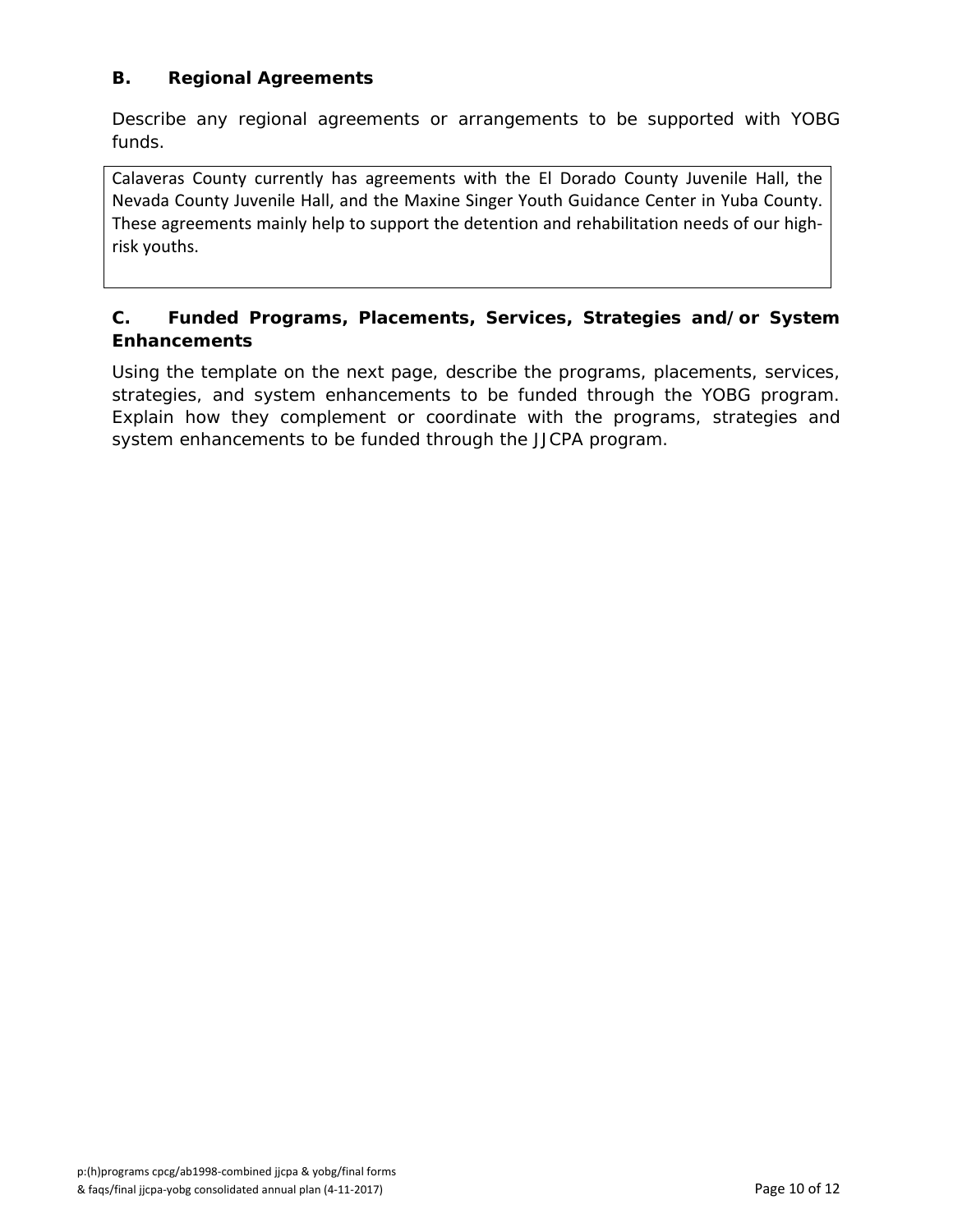### B. Regional Agreements

Describe any regional agreements or arrangements to be supported with YOBG funds.

| Calaveras County currently has agreements with the El Dorado County Juvenile Hall, the Nevada County Juvenile Hall, and the Maxine Singer Youth Guidance Center in Yuba County. These agreements mainly help to support the detention and rehabilitation needs of our high-risk youths. |
|---|

### C. Funded Programs, Placements, Services, Strategies and/or System Enhancements

Using the template on the next page, describe the programs, placements, services, strategies, and system enhancements to be funded through the YOBG program. Explain how they complement or coordinate with the programs, strategies and system enhancements to be funded through the JJCPA program.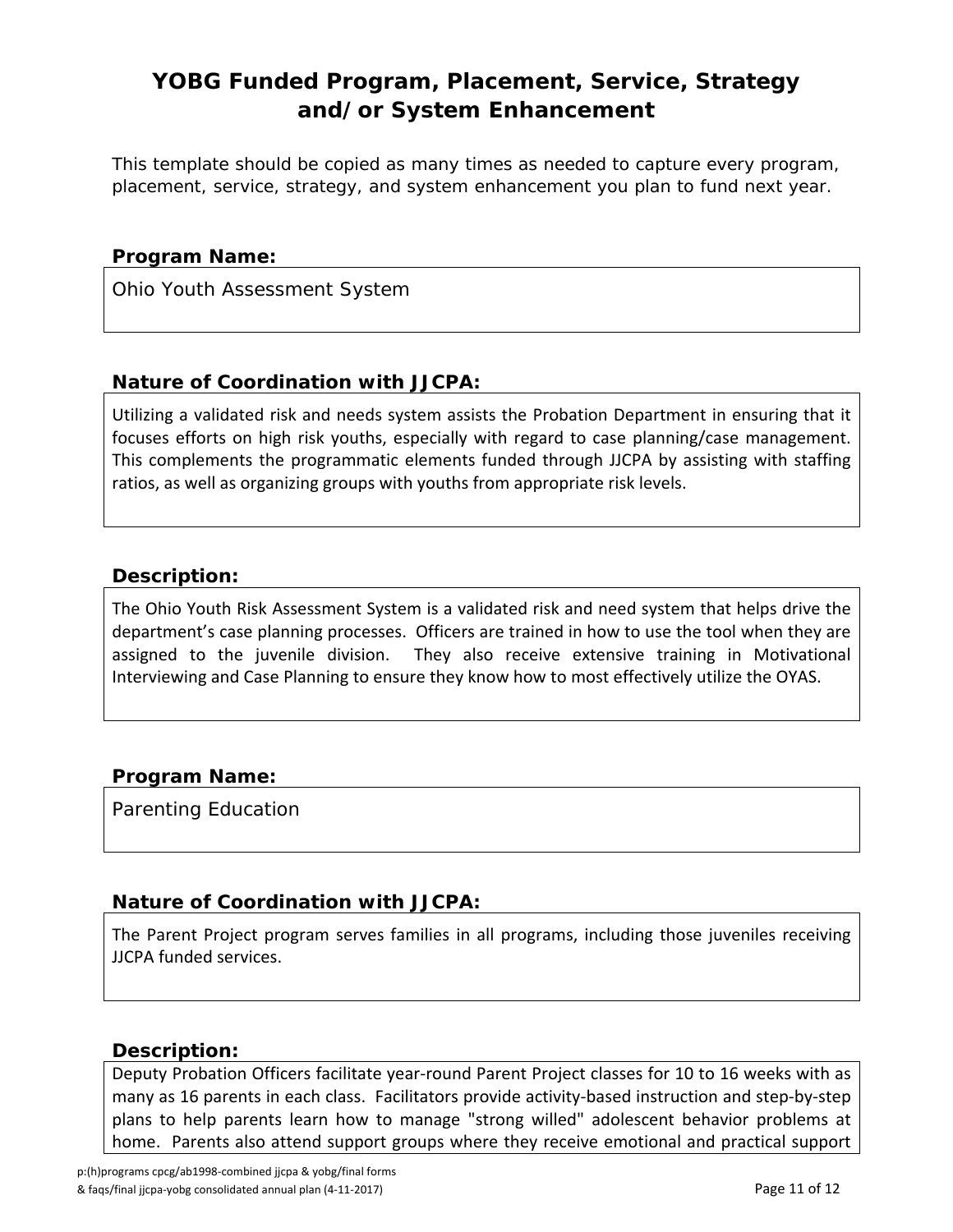# YOBG Funded Program, Placement, Service, Strategy and/or System Enhancement

This template should be copied as many times as needed to capture every program, placement, service, strategy, and system enhancement you plan to fund next year.

**Program Name:**

Ohio Youth Assessment System

**Nature of Coordination with JJCPA:**

Utilizing a validated risk and needs system assists the Probation Department in ensuring that it focuses efforts on high risk youths, especially with regard to case planning/case management. This complements the programmatic elements funded through JJCPA by assisting with staffing ratios, as well as organizing groups with youths from appropriate risk levels.

**Description:**

The Ohio Youth Risk Assessment System is a validated risk and need system that helps drive the department's case planning processes. Officers are trained in how to use the tool when they are assigned to the juvenile division. They also receive extensive training in Motivational Interviewing and Case Planning to ensure they know how to most effectively utilize the OYAS.

**Program Name:**

Parenting Education

**Nature of Coordination with JJCPA:**

The Parent Project program serves families in all programs, including those juveniles receiving JJCPA funded services.

**Description:**

Deputy Probation Officers facilitate year-round Parent Project classes for 10 to 16 weeks with as many as 16 parents in each class. Facilitators provide activity-based instruction and step-by-step plans to help parents learn how to manage "strong willed" adolescent behavior problems at home. Parents also attend support groups where they receive emotional and practical support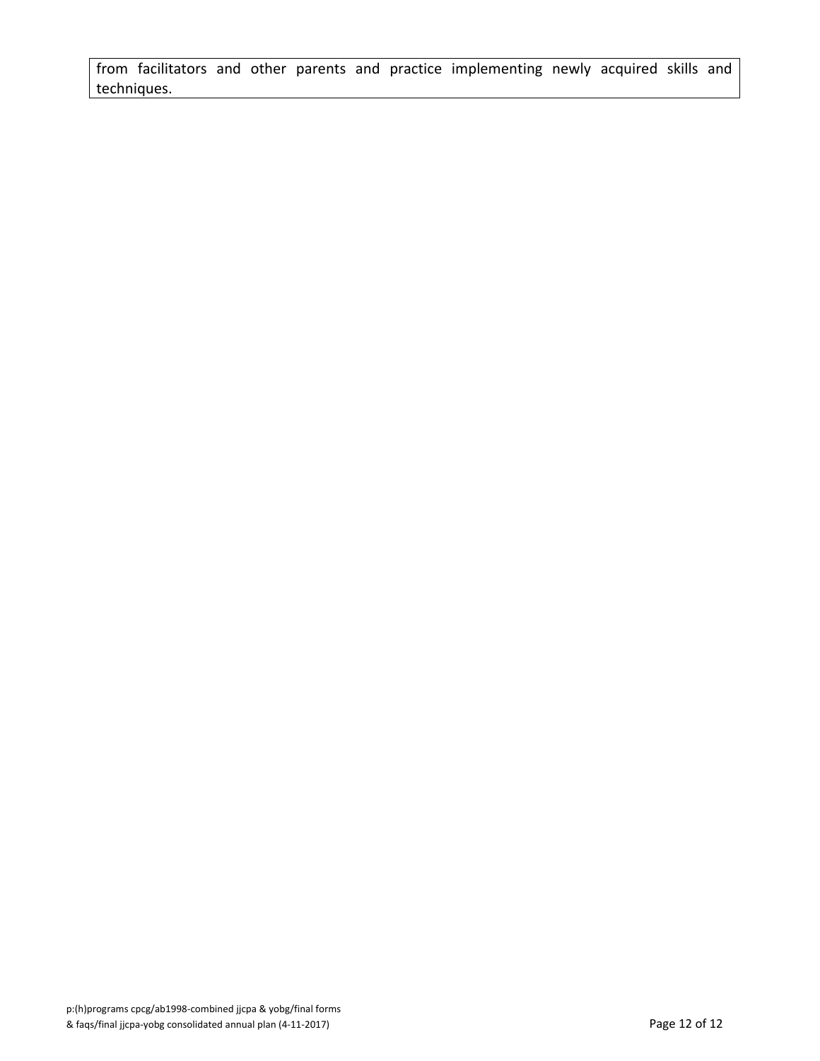from facilitators and other parents and practice implementing newly acquired skills and techniques.